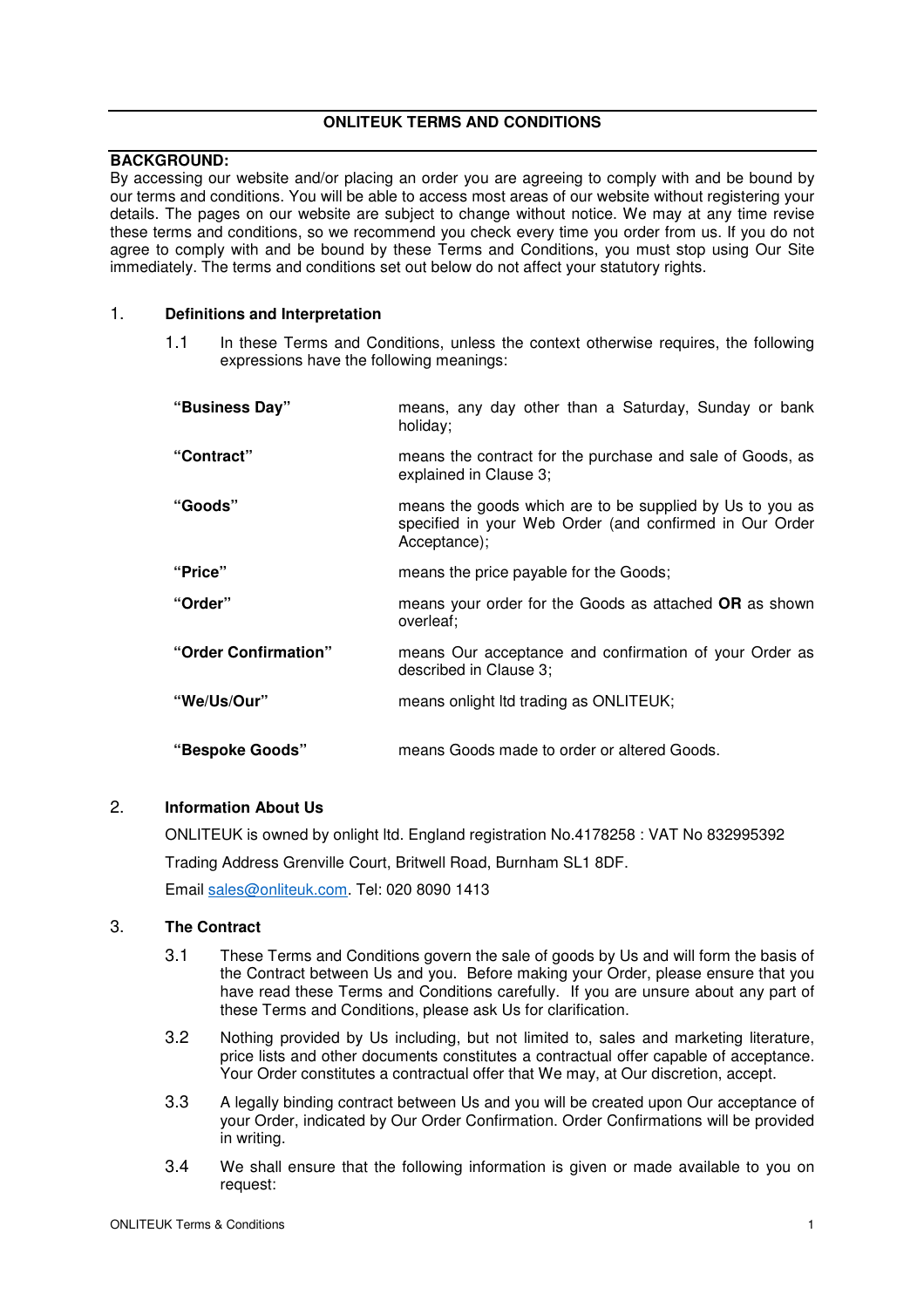# ONLITEUK TERMS AND CONDITIONS

**BACKGROUND:**

By accessing our website and/or placing an order you are agreeing to comply with and be bound by our terms and conditions. You will be able to access most areas of our website without registering your details. The pages on our website are subject to change without notice. We may at any time revise these terms and conditions, so we recommend you check every time you order from us. If you do not agree to comply with and be bound by these Terms and Conditions, you must stop using Our Site immediately. The terms and conditions set out below do not affect your statutory rights.

## 1. Definitions and Interpretation

1.1 In these Terms and Conditions, unless the context otherwise requires, the following expressions have the following meanings:

| | |
|---|---|
| **"Business Day"** | means, any day other than a Saturday, Sunday or bank holiday; |
| **"Contract"** | means the contract for the purchase and sale of Goods, as explained in Clause 3; |
| **"Goods"** | means the goods which are to be supplied by Us to you as specified in your Web Order (and confirmed in Our Order Acceptance); |
| **"Price"** | means the price payable for the Goods; |
| **"Order"** | means your order for the Goods as attached **OR** as shown overleaf; |
| **"Order Confirmation"** | means Our acceptance and confirmation of your Order as described in Clause 3; |
| **"We/Us/Our"** | means onlight ltd trading as ONLITEUK; |
| **"Bespoke Goods"** | means Goods made to order or altered Goods. |

## 2. Information About Us

ONLITEUK is owned by onlight ltd. England registration No.4178258 : VAT No 832995392

Trading Address Grenville Court, Britwell Road, Burnham SL1 8DF.

Email sales@onliteuk.com. Tel: 020 8090 1413

## 3. The Contract

3.1 These Terms and Conditions govern the sale of goods by Us and will form the basis of the Contract between Us and you. Before making your Order, please ensure that you have read these Terms and Conditions carefully. If you are unsure about any part of these Terms and Conditions, please ask Us for clarification.

3.2 Nothing provided by Us including, but not limited to, sales and marketing literature, price lists and other documents constitutes a contractual offer capable of acceptance. Your Order constitutes a contractual offer that We may, at Our discretion, accept.

3.3 A legally binding contract between Us and you will be created upon Our acceptance of your Order, indicated by Our Order Confirmation. Order Confirmations will be provided in writing.

3.4 We shall ensure that the following information is given or made available to you on request: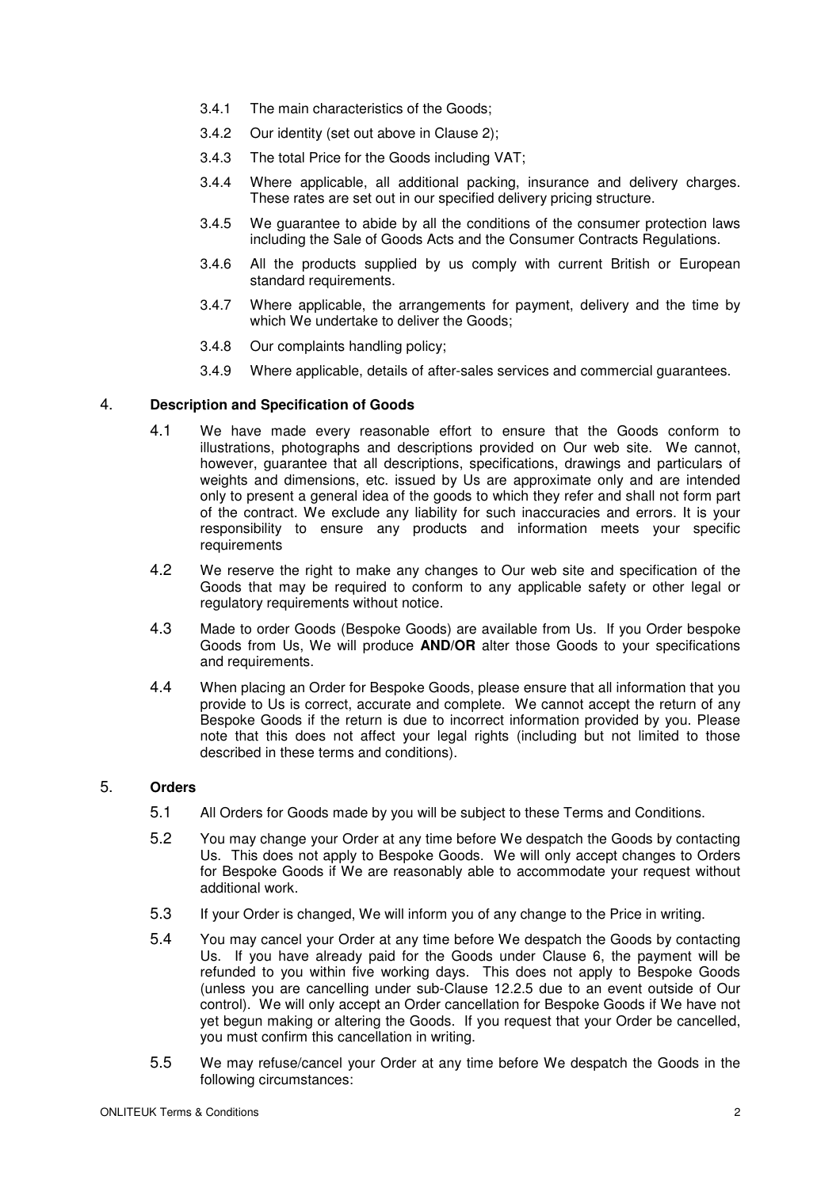3.4.1 The main characteristics of the Goods;

3.4.2 Our identity (set out above in Clause 2);

3.4.3 The total Price for the Goods including VAT;

3.4.4 Where applicable, all additional packing, insurance and delivery charges. These rates are set out in our specified delivery pricing structure.

3.4.5 We guarantee to abide by all the conditions of the consumer protection laws including the Sale of Goods Acts and the Consumer Contracts Regulations.

3.4.6 All the products supplied by us comply with current British or European standard requirements.

3.4.7 Where applicable, the arrangements for payment, delivery and the time by which We undertake to deliver the Goods;

3.4.8 Our complaints handling policy;

3.4.9 Where applicable, details of after-sales services and commercial guarantees.

## 4. Description and Specification of Goods

4.1 We have made every reasonable effort to ensure that the Goods conform to illustrations, photographs and descriptions provided on Our web site. We cannot, however, guarantee that all descriptions, specifications, drawings and particulars of weights and dimensions, etc. issued by Us are approximate only and are intended only to present a general idea of the goods to which they refer and shall not form part of the contract. We exclude any liability for such inaccuracies and errors. It is your responsibility to ensure any products and information meets your specific requirements

4.2 We reserve the right to make any changes to Our web site and specification of the Goods that may be required to conform to any applicable safety or other legal or regulatory requirements without notice.

4.3 Made to order Goods (Bespoke Goods) are available from Us. If you Order bespoke Goods from Us, We will produce **AND/OR** alter those Goods to your specifications and requirements.

4.4 When placing an Order for Bespoke Goods, please ensure that all information that you provide to Us is correct, accurate and complete. We cannot accept the return of any Bespoke Goods if the return is due to incorrect information provided by you. Please note that this does not affect your legal rights (including but not limited to those described in these terms and conditions).

## 5. Orders

5.1 All Orders for Goods made by you will be subject to these Terms and Conditions.

5.2 You may change your Order at any time before We despatch the Goods by contacting Us. This does not apply to Bespoke Goods. We will only accept changes to Orders for Bespoke Goods if We are reasonably able to accommodate your request without additional work.

5.3 If your Order is changed, We will inform you of any change to the Price in writing.

5.4 You may cancel your Order at any time before We despatch the Goods by contacting Us. If you have already paid for the Goods under Clause 6, the payment will be refunded to you within five working days. This does not apply to Bespoke Goods (unless you are cancelling under sub-Clause 12.2.5 due to an event outside of Our control). We will only accept an Order cancellation for Bespoke Goods if We have not yet begun making or altering the Goods. If you request that your Order be cancelled, you must confirm this cancellation in writing.

5.5 We may refuse/cancel your Order at any time before We despatch the Goods in the following circumstances: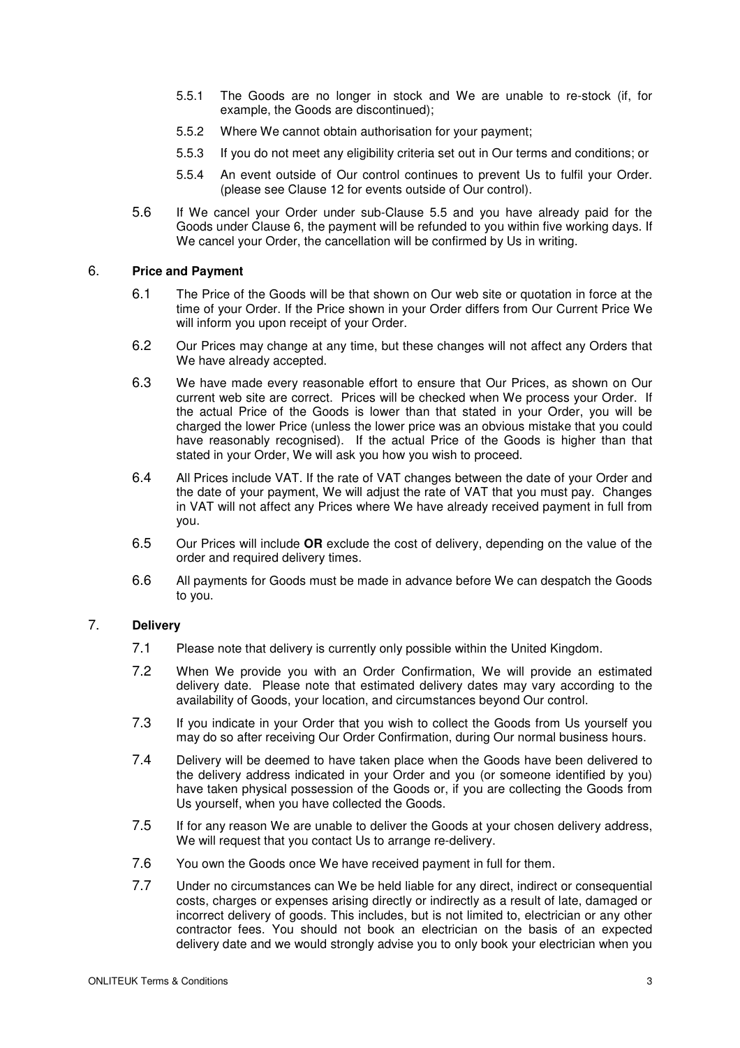5.5.1 The Goods are no longer in stock and We are unable to re-stock (if, for example, the Goods are discontinued);

5.5.2 Where We cannot obtain authorisation for your payment;

5.5.3 If you do not meet any eligibility criteria set out in Our terms and conditions; or

5.5.4 An event outside of Our control continues to prevent Us to fulfil your Order. (please see Clause 12 for events outside of Our control).

5.6 If We cancel your Order under sub-Clause 5.5 and you have already paid for the Goods under Clause 6, the payment will be refunded to you within five working days. If We cancel your Order, the cancellation will be confirmed by Us in writing.

## 6. Price and Payment

6.1 The Price of the Goods will be that shown on Our web site or quotation in force at the time of your Order. If the Price shown in your Order differs from Our Current Price We will inform you upon receipt of your Order.

6.2 Our Prices may change at any time, but these changes will not affect any Orders that We have already accepted.

6.3 We have made every reasonable effort to ensure that Our Prices, as shown on Our current web site are correct. Prices will be checked when We process your Order. If the actual Price of the Goods is lower than that stated in your Order, you will be charged the lower Price (unless the lower price was an obvious mistake that you could have reasonably recognised). If the actual Price of the Goods is higher than that stated in your Order, We will ask you how you wish to proceed.

6.4 All Prices include VAT. If the rate of VAT changes between the date of your Order and the date of your payment, We will adjust the rate of VAT that you must pay. Changes in VAT will not affect any Prices where We have already received payment in full from you.

6.5 Our Prices will include **OR** exclude the cost of delivery, depending on the value of the order and required delivery times.

6.6 All payments for Goods must be made in advance before We can despatch the Goods to you.

## 7. Delivery

7.1 Please note that delivery is currently only possible within the United Kingdom.

7.2 When We provide you with an Order Confirmation, We will provide an estimated delivery date. Please note that estimated delivery dates may vary according to the availability of Goods, your location, and circumstances beyond Our control.

7.3 If you indicate in your Order that you wish to collect the Goods from Us yourself you may do so after receiving Our Order Confirmation, during Our normal business hours.

7.4 Delivery will be deemed to have taken place when the Goods have been delivered to the delivery address indicated in your Order and you (or someone identified by you) have taken physical possession of the Goods or, if you are collecting the Goods from Us yourself, when you have collected the Goods.

7.5 If for any reason We are unable to deliver the Goods at your chosen delivery address, We will request that you contact Us to arrange re-delivery.

7.6 You own the Goods once We have received payment in full for them.

7.7 Under no circumstances can We be held liable for any direct, indirect or consequential costs, charges or expenses arising directly or indirectly as a result of late, damaged or incorrect delivery of goods. This includes, but is not limited to, electrician or any other contractor fees. You should not book an electrician on the basis of an expected delivery date and we would strongly advise you to only book your electrician when you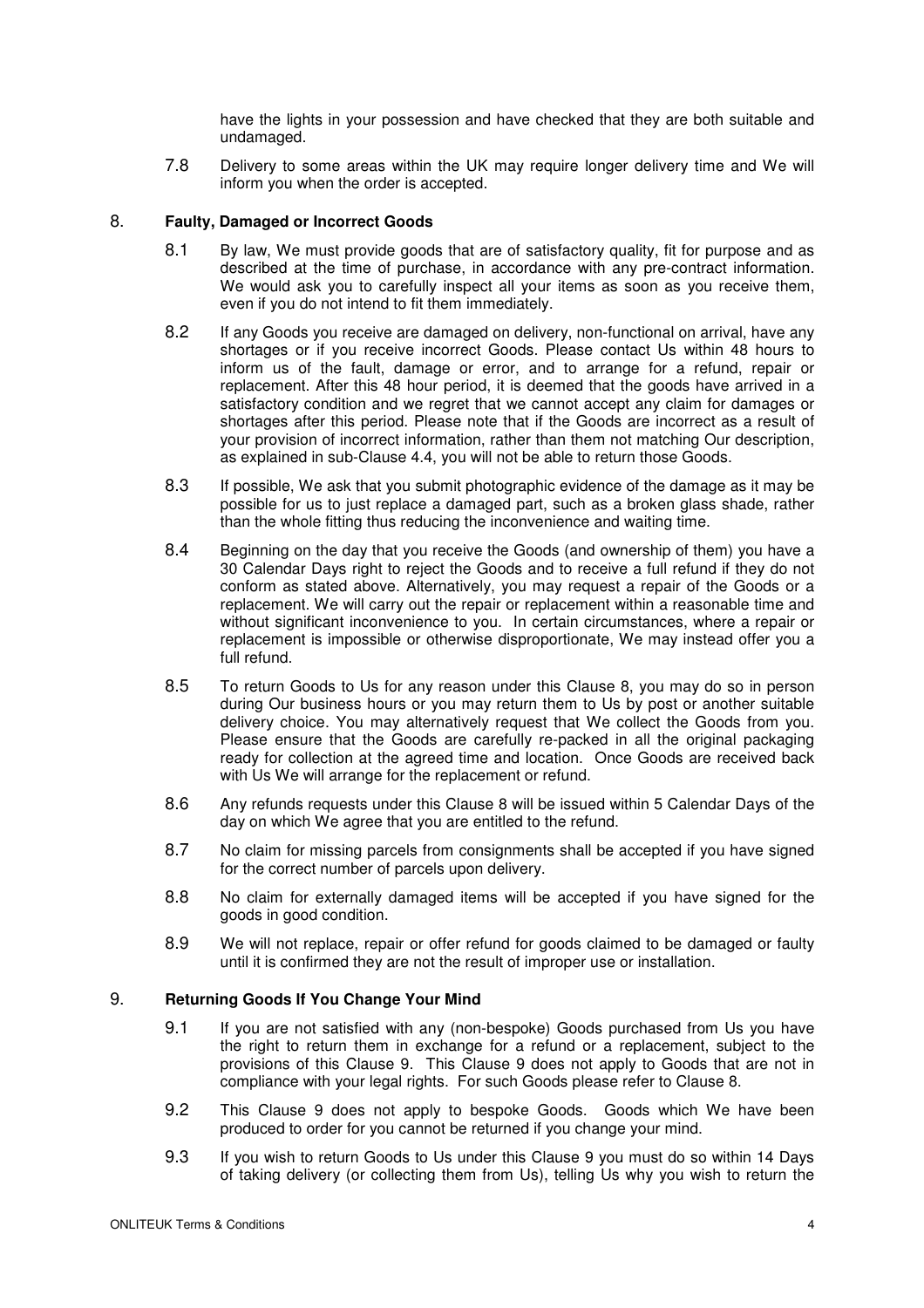have the lights in your possession and have checked that they are both suitable and undamaged.

7.8 Delivery to some areas within the UK may require longer delivery time and We will inform you when the order is accepted.

## 8. Faulty, Damaged or Incorrect Goods

8.1 By law, We must provide goods that are of satisfactory quality, fit for purpose and as described at the time of purchase, in accordance with any pre-contract information. We would ask you to carefully inspect all your items as soon as you receive them, even if you do not intend to fit them immediately.

8.2 If any Goods you receive are damaged on delivery, non-functional on arrival, have any shortages or if you receive incorrect Goods. Please contact Us within 48 hours to inform us of the fault, damage or error, and to arrange for a refund, repair or replacement. After this 48 hour period, it is deemed that the goods have arrived in a satisfactory condition and we regret that we cannot accept any claim for damages or shortages after this period. Please note that if the Goods are incorrect as a result of your provision of incorrect information, rather than them not matching Our description, as explained in sub-Clause 4.4, you will not be able to return those Goods.

8.3 If possible, We ask that you submit photographic evidence of the damage as it may be possible for us to just replace a damaged part, such as a broken glass shade, rather than the whole fitting thus reducing the inconvenience and waiting time.

8.4 Beginning on the day that you receive the Goods (and ownership of them) you have a 30 Calendar Days right to reject the Goods and to receive a full refund if they do not conform as stated above. Alternatively, you may request a repair of the Goods or a replacement. We will carry out the repair or replacement within a reasonable time and without significant inconvenience to you. In certain circumstances, where a repair or replacement is impossible or otherwise disproportionate, We may instead offer you a full refund.

8.5 To return Goods to Us for any reason under this Clause 8, you may do so in person during Our business hours or you may return them to Us by post or another suitable delivery choice. You may alternatively request that We collect the Goods from you. Please ensure that the Goods are carefully re-packed in all the original packaging ready for collection at the agreed time and location. Once Goods are received back with Us We will arrange for the replacement or refund.

8.6 Any refunds requests under this Clause 8 will be issued within 5 Calendar Days of the day on which We agree that you are entitled to the refund.

8.7 No claim for missing parcels from consignments shall be accepted if you have signed for the correct number of parcels upon delivery.

8.8 No claim for externally damaged items will be accepted if you have signed for the goods in good condition.

8.9 We will not replace, repair or offer refund for goods claimed to be damaged or faulty until it is confirmed they are not the result of improper use or installation.

## 9. Returning Goods If You Change Your Mind

9.1 If you are not satisfied with any (non-bespoke) Goods purchased from Us you have the right to return them in exchange for a refund or a replacement, subject to the provisions of this Clause 9. This Clause 9 does not apply to Goods that are not in compliance with your legal rights. For such Goods please refer to Clause 8.

9.2 This Clause 9 does not apply to bespoke Goods. Goods which We have been produced to order for you cannot be returned if you change your mind.

9.3 If you wish to return Goods to Us under this Clause 9 you must do so within 14 Days of taking delivery (or collecting them from Us), telling Us why you wish to return the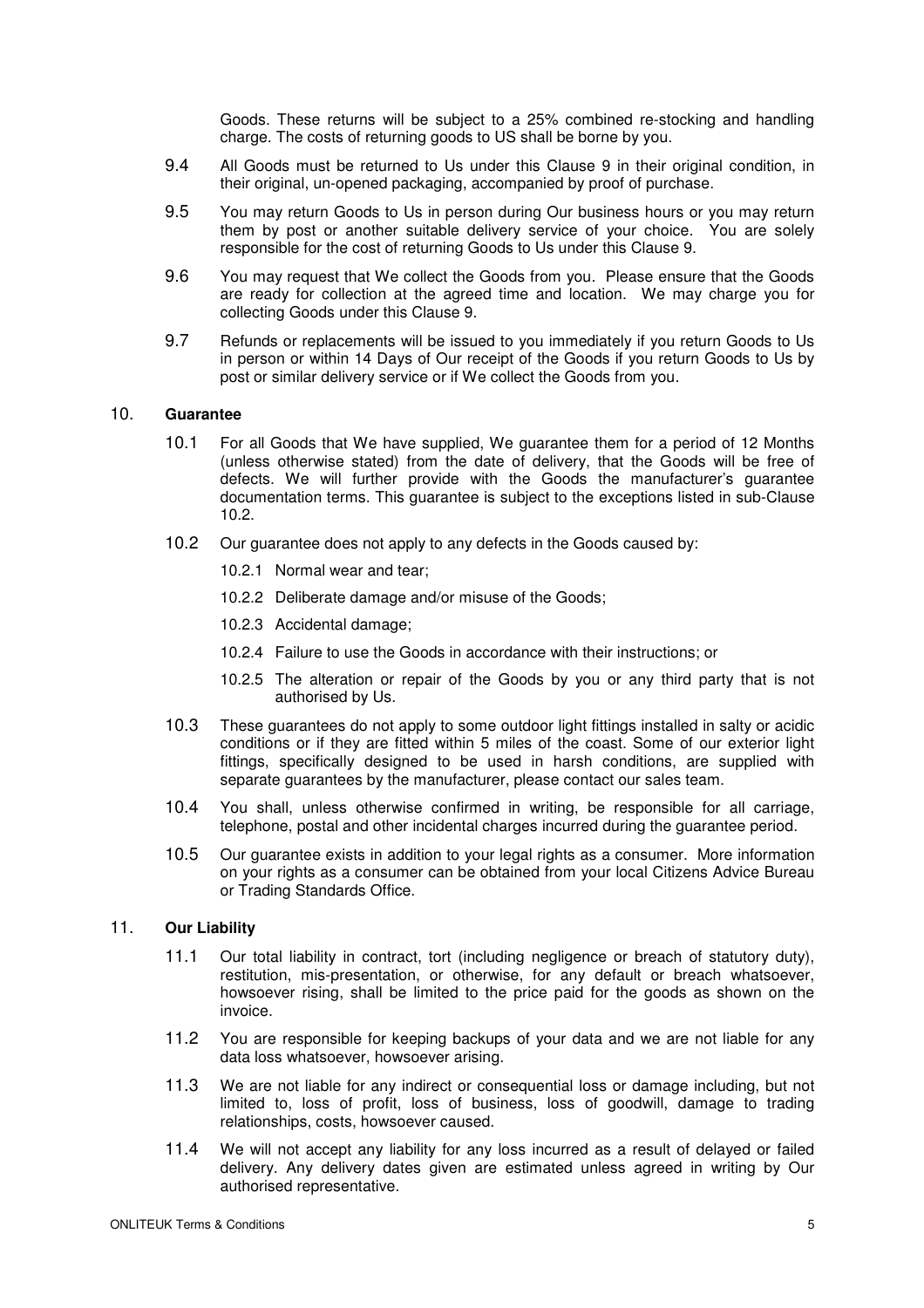Goods. These returns will be subject to a 25% combined re-stocking and handling charge. The costs of returning goods to US shall be borne by you.

9.4 All Goods must be returned to Us under this Clause 9 in their original condition, in their original, un-opened packaging, accompanied by proof of purchase.

9.5 You may return Goods to Us in person during Our business hours or you may return them by post or another suitable delivery service of your choice. You are solely responsible for the cost of returning Goods to Us under this Clause 9.

9.6 You may request that We collect the Goods from you. Please ensure that the Goods are ready for collection at the agreed time and location. We may charge you for collecting Goods under this Clause 9.

9.7 Refunds or replacements will be issued to you immediately if you return Goods to Us in person or within 14 Days of Our receipt of the Goods if you return Goods to Us by post or similar delivery service or if We collect the Goods from you.

## 10. Guarantee

10.1 For all Goods that We have supplied, We guarantee them for a period of 12 Months (unless otherwise stated) from the date of delivery, that the Goods will be free of defects. We will further provide with the Goods the manufacturer's guarantee documentation terms. This guarantee is subject to the exceptions listed in sub-Clause 10.2.

10.2 Our guarantee does not apply to any defects in the Goods caused by:

10.2.1 Normal wear and tear;

10.2.2 Deliberate damage and/or misuse of the Goods;

10.2.3 Accidental damage;

10.2.4 Failure to use the Goods in accordance with their instructions; or

10.2.5 The alteration or repair of the Goods by you or any third party that is not authorised by Us.

10.3 These guarantees do not apply to some outdoor light fittings installed in salty or acidic conditions or if they are fitted within 5 miles of the coast. Some of our exterior light fittings, specifically designed to be used in harsh conditions, are supplied with separate guarantees by the manufacturer, please contact our sales team.

10.4 You shall, unless otherwise confirmed in writing, be responsible for all carriage, telephone, postal and other incidental charges incurred during the guarantee period.

10.5 Our guarantee exists in addition to your legal rights as a consumer. More information on your rights as a consumer can be obtained from your local Citizens Advice Bureau or Trading Standards Office.

## 11. Our Liability

11.1 Our total liability in contract, tort (including negligence or breach of statutory duty), restitution, mis-presentation, or otherwise, for any default or breach whatsoever, howsoever rising, shall be limited to the price paid for the goods as shown on the invoice.

11.2 You are responsible for keeping backups of your data and we are not liable for any data loss whatsoever, howsoever arising.

11.3 We are not liable for any indirect or consequential loss or damage including, but not limited to, loss of profit, loss of business, loss of goodwill, damage to trading relationships, costs, howsoever caused.

11.4 We will not accept any liability for any loss incurred as a result of delayed or failed delivery. Any delivery dates given are estimated unless agreed in writing by Our authorised representative.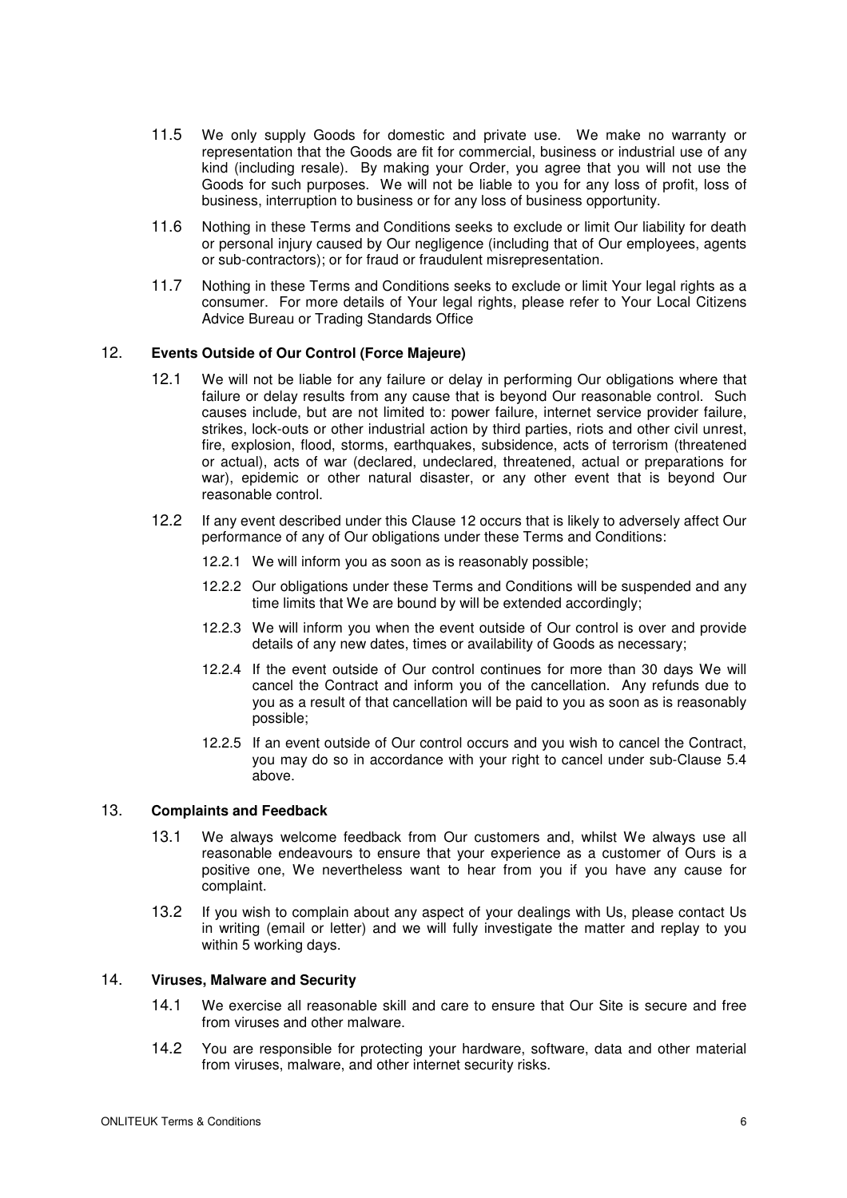11.5 We only supply Goods for domestic and private use. We make no warranty or representation that the Goods are fit for commercial, business or industrial use of any kind (including resale). By making your Order, you agree that you will not use the Goods for such purposes. We will not be liable to you for any loss of profit, loss of business, interruption to business or for any loss of business opportunity.

11.6 Nothing in these Terms and Conditions seeks to exclude or limit Our liability for death or personal injury caused by Our negligence (including that of Our employees, agents or sub-contractors); or for fraud or fraudulent misrepresentation.

11.7 Nothing in these Terms and Conditions seeks to exclude or limit Your legal rights as a consumer. For more details of Your legal rights, please refer to Your Local Citizens Advice Bureau or Trading Standards Office

## 12. Events Outside of Our Control (Force Majeure)

12.1 We will not be liable for any failure or delay in performing Our obligations where that failure or delay results from any cause that is beyond Our reasonable control. Such causes include, but are not limited to: power failure, internet service provider failure, strikes, lock-outs or other industrial action by third parties, riots and other civil unrest, fire, explosion, flood, storms, earthquakes, subsidence, acts of terrorism (threatened or actual), acts of war (declared, undeclared, threatened, actual or preparations for war), epidemic or other natural disaster, or any other event that is beyond Our reasonable control.

12.2 If any event described under this Clause 12 occurs that is likely to adversely affect Our performance of any of Our obligations under these Terms and Conditions:

12.2.1 We will inform you as soon as is reasonably possible;

12.2.2 Our obligations under these Terms and Conditions will be suspended and any time limits that We are bound by will be extended accordingly;

12.2.3 We will inform you when the event outside of Our control is over and provide details of any new dates, times or availability of Goods as necessary;

12.2.4 If the event outside of Our control continues for more than 30 days We will cancel the Contract and inform you of the cancellation. Any refunds due to you as a result of that cancellation will be paid to you as soon as is reasonably possible;

12.2.5 If an event outside of Our control occurs and you wish to cancel the Contract, you may do so in accordance with your right to cancel under sub-Clause 5.4 above.

## 13. Complaints and Feedback

13.1 We always welcome feedback from Our customers and, whilst We always use all reasonable endeavours to ensure that your experience as a customer of Ours is a positive one, We nevertheless want to hear from you if you have any cause for complaint.

13.2 If you wish to complain about any aspect of your dealings with Us, please contact Us in writing (email or letter) and we will fully investigate the matter and replay to you within 5 working days.

## 14. Viruses, Malware and Security

14.1 We exercise all reasonable skill and care to ensure that Our Site is secure and free from viruses and other malware.

14.2 You are responsible for protecting your hardware, software, data and other material from viruses, malware, and other internet security risks.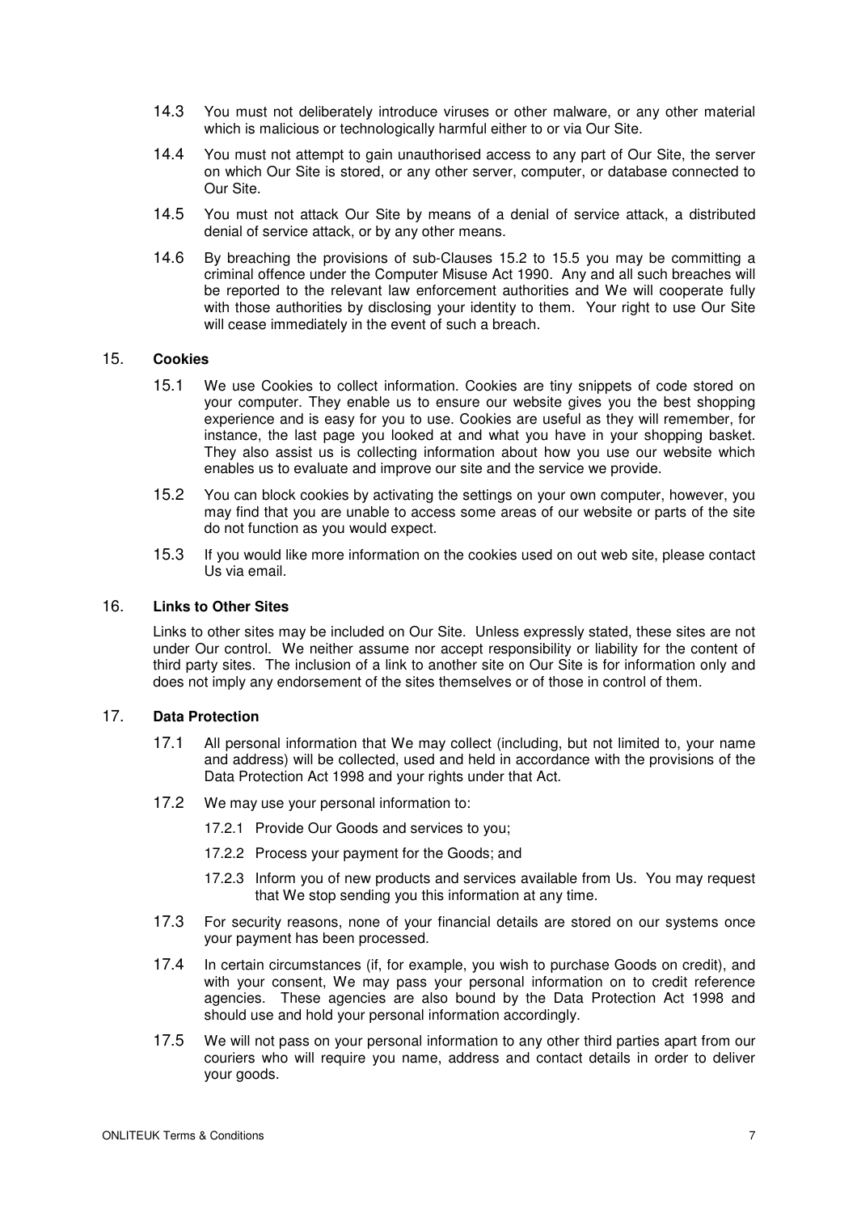14.3 You must not deliberately introduce viruses or other malware, or any other material which is malicious or technologically harmful either to or via Our Site.

14.4 You must not attempt to gain unauthorised access to any part of Our Site, the server on which Our Site is stored, or any other server, computer, or database connected to Our Site.

14.5 You must not attack Our Site by means of a denial of service attack, a distributed denial of service attack, or by any other means.

14.6 By breaching the provisions of sub-Clauses 15.2 to 15.5 you may be committing a criminal offence under the Computer Misuse Act 1990. Any and all such breaches will be reported to the relevant law enforcement authorities and We will cooperate fully with those authorities by disclosing your identity to them. Your right to use Our Site will cease immediately in the event of such a breach.

## 15. Cookies

15.1 We use Cookies to collect information. Cookies are tiny snippets of code stored on your computer. They enable us to ensure our website gives you the best shopping experience and is easy for you to use. Cookies are useful as they will remember, for instance, the last page you looked at and what you have in your shopping basket. They also assist us is collecting information about how you use our website which enables us to evaluate and improve our site and the service we provide.

15.2 You can block cookies by activating the settings on your own computer, however, you may find that you are unable to access some areas of our website or parts of the site do not function as you would expect.

15.3 If you would like more information on the cookies used on out web site, please contact Us via email.

## 16. Links to Other Sites

Links to other sites may be included on Our Site. Unless expressly stated, these sites are not under Our control. We neither assume nor accept responsibility or liability for the content of third party sites. The inclusion of a link to another site on Our Site is for information only and does not imply any endorsement of the sites themselves or of those in control of them.

## 17. Data Protection

17.1 All personal information that We may collect (including, but not limited to, your name and address) will be collected, used and held in accordance with the provisions of the Data Protection Act 1998 and your rights under that Act.

17.2 We may use your personal information to:

17.2.1 Provide Our Goods and services to you;

17.2.2 Process your payment for the Goods; and

17.2.3 Inform you of new products and services available from Us. You may request that We stop sending you this information at any time.

17.3 For security reasons, none of your financial details are stored on our systems once your payment has been processed.

17.4 In certain circumstances (if, for example, you wish to purchase Goods on credit), and with your consent, We may pass your personal information on to credit reference agencies. These agencies are also bound by the Data Protection Act 1998 and should use and hold your personal information accordingly.

17.5 We will not pass on your personal information to any other third parties apart from our couriers who will require you name, address and contact details in order to deliver your goods.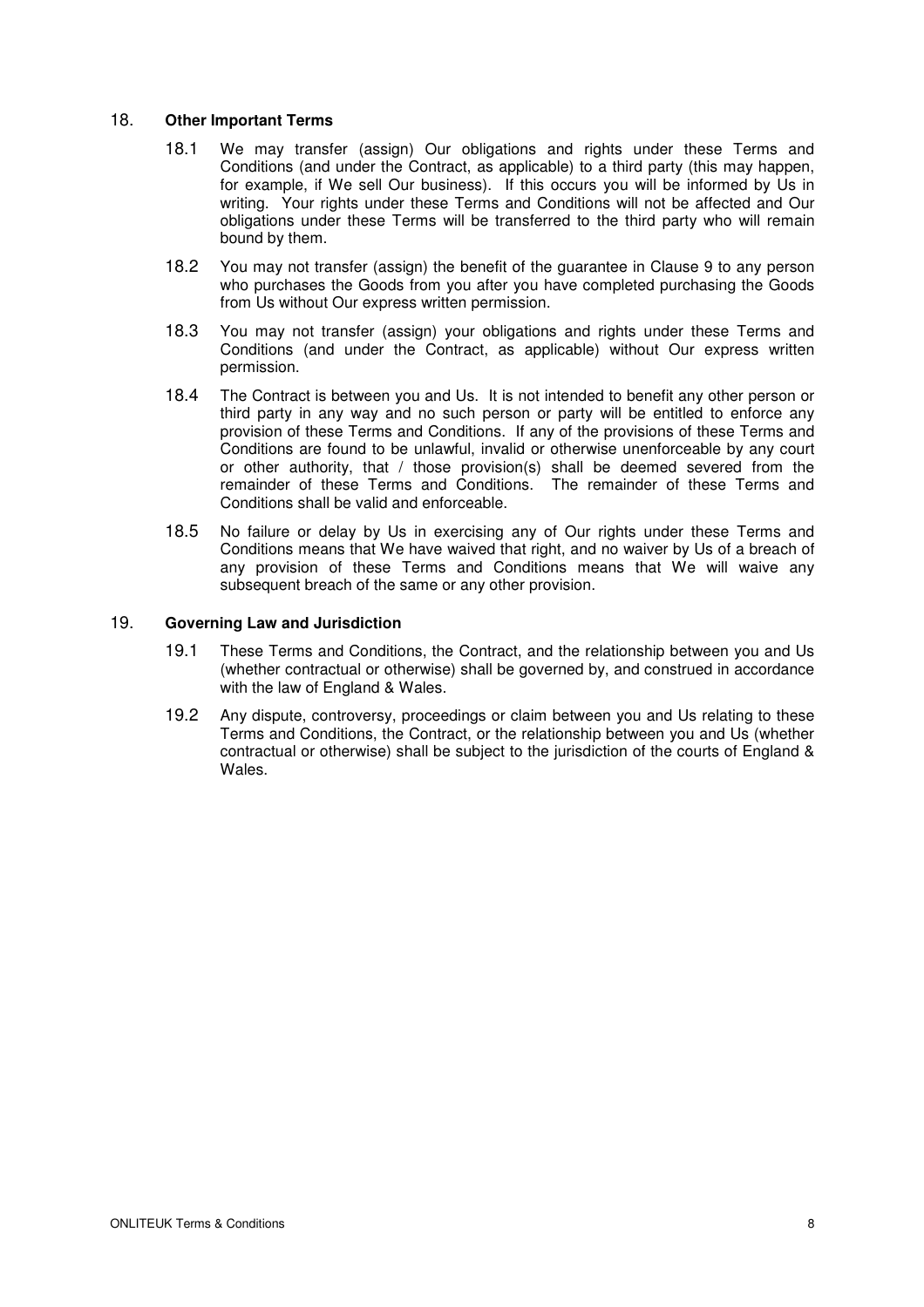## 18. **Other Important Terms**

18.1 We may transfer (assign) Our obligations and rights under these Terms and Conditions (and under the Contract, as applicable) to a third party (this may happen, for example, if We sell Our business). If this occurs you will be informed by Us in writing. Your rights under these Terms and Conditions will not be affected and Our obligations under these Terms will be transferred to the third party who will remain bound by them.

18.2 You may not transfer (assign) the benefit of the guarantee in Clause 9 to any person who purchases the Goods from you after you have completed purchasing the Goods from Us without Our express written permission.

18.3 You may not transfer (assign) your obligations and rights under these Terms and Conditions (and under the Contract, as applicable) without Our express written permission.

18.4 The Contract is between you and Us. It is not intended to benefit any other person or third party in any way and no such person or party will be entitled to enforce any provision of these Terms and Conditions. If any of the provisions of these Terms and Conditions are found to be unlawful, invalid or otherwise unenforceable by any court or other authority, that / those provision(s) shall be deemed severed from the remainder of these Terms and Conditions. The remainder of these Terms and Conditions shall be valid and enforceable.

18.5 No failure or delay by Us in exercising any of Our rights under these Terms and Conditions means that We have waived that right, and no waiver by Us of a breach of any provision of these Terms and Conditions means that We will waive any subsequent breach of the same or any other provision.

## 19. **Governing Law and Jurisdiction**

19.1 These Terms and Conditions, the Contract, and the relationship between you and Us (whether contractual or otherwise) shall be governed by, and construed in accordance with the law of England & Wales.

19.2 Any dispute, controversy, proceedings or claim between you and Us relating to these Terms and Conditions, the Contract, or the relationship between you and Us (whether contractual or otherwise) shall be subject to the jurisdiction of the courts of England & Wales.